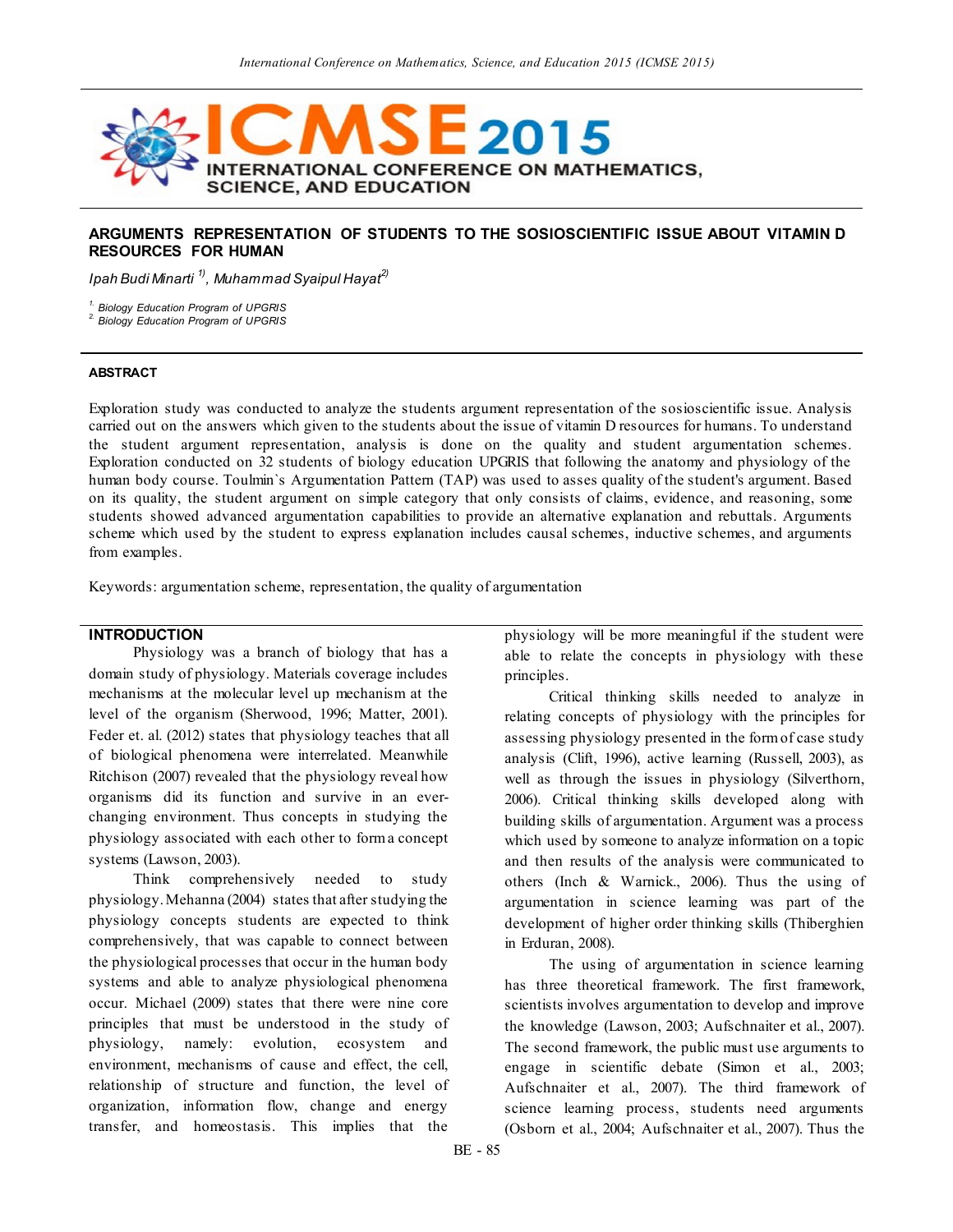## ARGUMENTS REPRESENTATION OF STUDENTS TO THE SOSIOSCIENTIFIC ISSUE ABOUT VITAMIN D RESOURCES FOR HUMAN

*Ipah Budi Minarti [1)], Muhammad Syaipul Hayat[2)]*

*[1.] Biology Education Program of UPGRIS*
*[2.] Biology Education Program of UPGRIS*

### ABSTRACT

Exploration study was conducted to analyze the students argument representation of the sosioscientific issue. Analysis carried out on the answers which given to the students about the issue of vitamin D resources for humans. To understand the student argument representation, analysis is done on the quality and student argumentation schemes. Exploration conducted on 32 students of biology education UPGRIS that following the anatomy and physiology of the human body course. Toulmin`s Argumentation Pattern (TAP) was used to asses quality of the student's argument. Based on its quality, the student argument on simple category that only consists of claims, evidence, and reasoning, some students showed advanced argumentation capabilities to provide an alternative explanation and rebuttals. Arguments scheme which used by the student to express explanation includes causal schemes, inductive schemes, and arguments from examples.

Keywords: argumentation scheme, representation, the quality of argumentation

### INTRODUCTION

Physiology was a branch of biology that has a domain study of physiology. Materials coverage includes mechanisms at the molecular level up mechanism at the level of the organism (Sherwood, 1996; Matter, 2001). Feder et. al. (2012) states that physiology teaches that all of biological phenomena were interrelated. Meanwhile Ritchison (2007) revealed that the physiology reveal how organisms did its function and survive in an ever-changing environment. Thus concepts in studying the physiology associated with each other to form a concept systems (Lawson, 2003).

Think comprehensively needed to study physiology. Mehanna (2004) states that after studying the physiology concepts students are expected to think comprehensively, that was capable to connect between the physiological processes that occur in the human body systems and able to analyze physiological phenomena occur. Michael (2009) states that there were nine core principles that must be understood in the study of physiology, namely: evolution, ecosystem and environment, mechanisms of cause and effect, the cell, relationship of structure and function, the level of organization, information flow, change and energy transfer, and homeostasis. This implies that the physiology will be more meaningful if the student were able to relate the concepts in physiology with these principles.

Critical thinking skills needed to analyze in relating concepts of physiology with the principles for assessing physiology presented in the form of case study analysis (Clift, 1996), active learning (Russell, 2003), as well as through the issues in physiology (Silverthorn, 2006). Critical thinking skills developed along with building skills of argumentation. Argument was a process which used by someone to analyze information on a topic and then results of the analysis were communicated to others (Inch & Warnick., 2006). Thus the using of argumentation in science learning was part of the development of higher order thinking skills (Thiberghien in Erduran, 2008).

The using of argumentation in science learning has three theoretical framework. The first framework, scientists involves argumentation to develop and improve the knowledge (Lawson, 2003; Aufschnaiter et al., 2007). The second framework, the public must use arguments to engage in scientific debate (Simon et al., 2003; Aufschnaiter et al., 2007). The third framework of science learning process, students need arguments (Osborn et al., 2004; Aufschnaiter et al., 2007). Thus the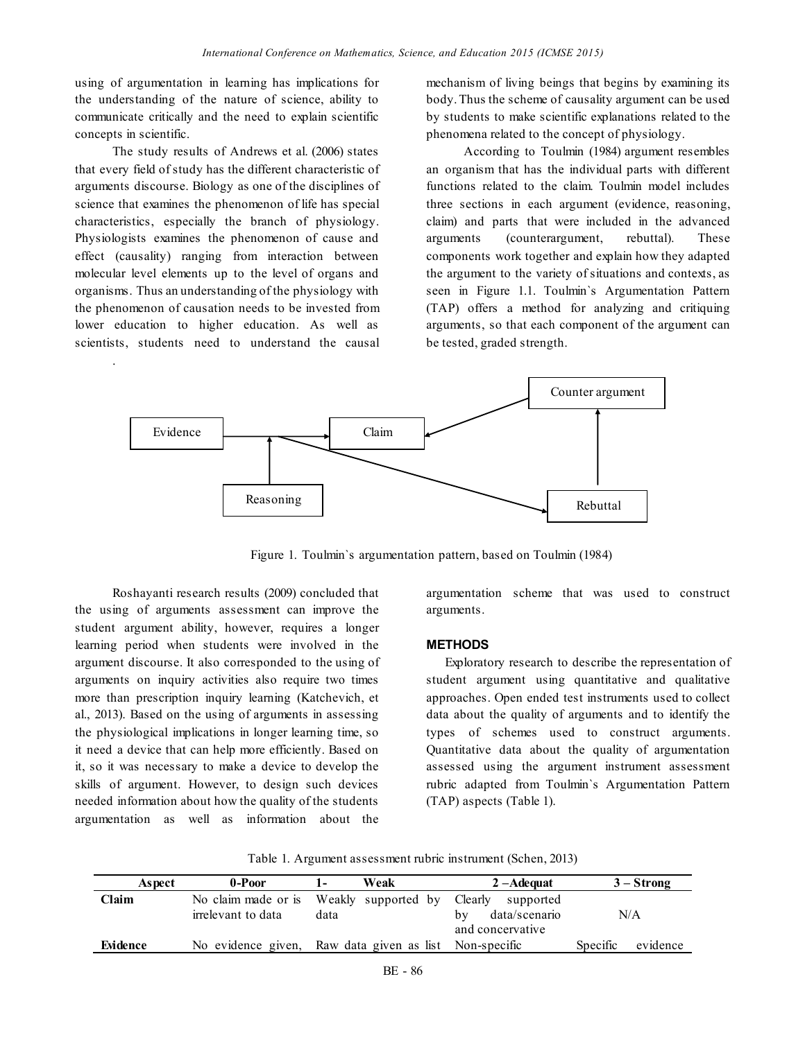using of argumentation in learning has implications for the understanding of the nature of science, ability to communicate critically and the need to explain scientific concepts in scientific.

The study results of Andrews et al. (2006) states that every field of study has the different characteristic of arguments discourse. Biology as one of the disciplines of science that examines the phenomenon of life has special characteristics, especially the branch of physiology. Physiologists examines the phenomenon of cause and effect (causality) ranging from interaction between molecular level elements up to the level of organs and organisms. Thus an understanding of the physiology with the phenomenon of causation needs to be invested from lower education to higher education. As well as scientists, students need to understand the causal mechanism of living beings that begins by examining its body. Thus the scheme of causality argument can be used by students to make scientific explanations related to the phenomena related to the concept of physiology.

According to Toulmin (1984) argument resembles an organism that has the individual parts with different functions related to the claim. Toulmin model includes three sections in each argument (evidence, reasoning, claim) and parts that were included in the advanced arguments (counterargument, rebuttal). These components work together and explain how they adapted the argument to the variety of situations and contexts, as seen in Figure 1.1. Toulmin`s Argumentation Pattern (TAP) offers a method for analyzing and critiquing arguments, so that each component of the argument can be tested, graded strength.

Figure 1. Toulmin`s argumentation pattern, based on Toulmin (1984)

Roshayanti research results (2009) concluded that the using of arguments assessment can improve the student argument ability, however, requires a longer learning period when students were involved in the argument discourse. It also corresponded to the using of arguments on inquiry activities also require two times more than prescription inquiry learning (Katchevich, et al., 2013). Based on the using of arguments in assessing the physiological implications in longer learning time, so it need a device that can help more efficiently. Based on it, so it was necessary to make a device to develop the skills of argument. However, to design such devices needed information about how the quality of the students argumentation as well as information about the argumentation scheme that was used to construct arguments.

## METHODS

Exploratory research to describe the representation of student argument using quantitative and qualitative approaches. Open ended test instruments used to collect data about the quality of arguments and to identify the types of schemes used to construct arguments. Quantitative data about the quality of argumentation assessed using the argument instrument assessment rubric adapted from Toulmin`s Argumentation Pattern (TAP) aspects (Table 1).

Table 1. Argument assessment rubric instrument (Schen, 2013)

| Aspect | 0-Poor | 1- Weak | 2 –Adequat | 3 – Strong |
|---|---|---|---|---|
| **Claim** | No claim made or is irrelevant to data | Weakly supported by data | Clearly supported by data/scenario and concervative | N/A |
| **Evidence** | No evidence given, | Raw data given as list | Non-specific | Specific evidence |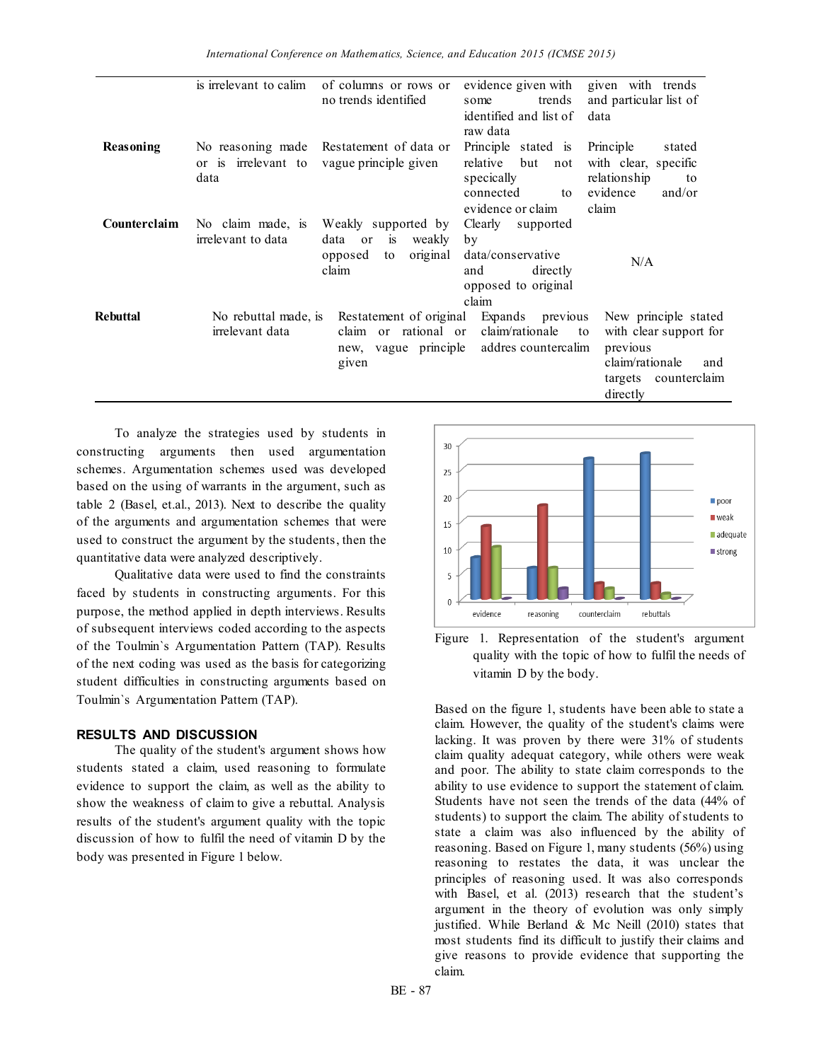| | | | | |
|---|---|---|---|---|
| | is irrelevant to calim | of columns or rows or no trends identified | evidence given with some trends identified and list of raw data | given with trends and particular list of data |
| **Reasoning** | No reasoning made or is irrelevant to data | Restatement of data or vague principle given | Principle stated is relative but not specically connected to evidence or claim | Principle stated with clear, specific relationship to evidence and/or claim |
| **Counterclaim** | No claim made, is irrelevant to data | Weakly supported by data or is weakly opposed to original claim | Clearly supported by data/conservative and directly opposed to original claim | N/A |
| **Rebuttal** | No rebuttal made, is irrelevant data | Restatement of original claim or rational or new, vague principle given | Expands previous claim/rationale to addres countercalim | New principle stated with clear support for previous claim/rationale and targets counterclaim directly |

To analyze the strategies used by students in constructing arguments then used argumentation schemes. Argumentation schemes used was developed based on the using of warrants in the argument, such as table 2 (Basel, et.al., 2013). Next to describe the quality of the arguments and argumentation schemes that were used to construct the argument by the students, then the quantitative data were analyzed descriptively.

Qualitative data were used to find the constraints faced by students in constructing arguments. For this purpose, the method applied in depth interviews. Results of subsequent interviews coded according to the aspects of the Toulmin`s Argumentation Pattern (TAP). Results of the next coding was used as the basis for categorizing student difficulties in constructing arguments based on Toulmin`s Argumentation Pattern (TAP).

## RESULTS AND DISCUSSION

The quality of the student's argument shows how students stated a claim, used reasoning to formulate evidence to support the claim, as well as the ability to show the weakness of claim to give a rebuttal. Analysis results of the student's argument quality with the topic discussion of how to fulfil the need of vitamin D by the body was presented in Figure 1 below.

Figure 1. Representation of the student's argument quality with the topic of how to fulfil the needs of vitamin D by the body.

Based on the figure 1, students have been able to state a claim. However, the quality of the student's claims were lacking. It was proven by there were 31% of students claim quality adequat category, while others were weak and poor. The ability to state claim corresponds to the ability to use evidence to support the statement of claim. Students have not seen the trends of the data (44% of students) to support the claim. The ability of students to state a claim was also influenced by the ability of reasoning. Based on Figure 1, many students (56%) using reasoning to restates the data, it was unclear the principles of reasoning used. It was also corresponds with Basel, et al. (2013) research that the student's argument in the theory of evolution was only simply justified. While Berland & Mc Neill (2010) states that most students find its difficult to justify their claims and give reasons to provide evidence that supporting the claim.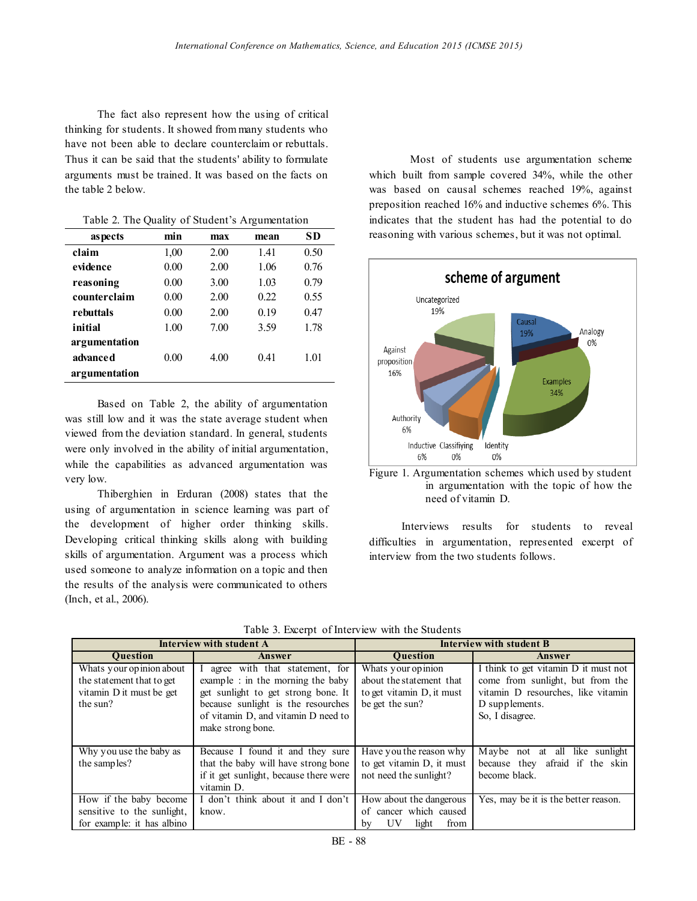The fact also represent how the using of critical thinking for students. It showed from many students who have not been able to declare counterclaim or rebuttals. Thus it can be said that the students' ability to formulate arguments must be trained. It was based on the facts on the table 2 below.

Table 2. The Quality of Student's Argumentation

| aspects | min | max | mean | SD |
|---|---|---|---|---|
| claim | 1,00 | 2.00 | 1.41 | 0.50 |
| evidence | 0.00 | 2.00 | 1.06 | 0.76 |
| reasoning | 0.00 | 3.00 | 1.03 | 0.79 |
| counterclaim | 0.00 | 2.00 | 0.22 | 0.55 |
| rebuttals | 0.00 | 2.00 | 0.19 | 0.47 |
| initial argumentation | 1.00 | 7.00 | 3.59 | 1.78 |
| advanced argumentation | 0.00 | 4.00 | 0.41 | 1.01 |

Based on Table 2, the ability of argumentation was still low and it was the state average student when viewed from the deviation standard. In general, students were only involved in the ability of initial argumentation, while the capabilities as advanced argumentation was very low.

Thiberghien in Erduran (2008) states that the using of argumentation in science learning was part of the development of higher order thinking skills. Developing critical thinking skills along with building skills of argumentation. Argument was a process which used someone to analyze information on a topic and then the results of the analysis were communicated to others (Inch, et al., 2006).

Most of students use argumentation scheme which built from sample covered 34%, while the other was based on causal schemes reached 19%, against preposition reached 16% and inductive schemes 6%. This indicates that the student has had the potential to do reasoning with various schemes, but it was not optimal.

**scheme of argument**

| Scheme | Percentage |
|---|---|
| Causal | 19% |
| Analogy | 0% |
| Examples | 34% |
| Identity | 0% |
| Classifiying | 0% |
| Inductive | 6% |
| Authority | 6% |
| Against proposition | 16% |
| Uncategorized | 19% |

Figure 1. Argumentation schemes which used by student in argumentation with the topic of how the need of vitamin D.

Interviews results for students to reveal difficulties in argumentation, represented excerpt of interview from the two students follows.

Table 3. Excerpt of Interview with the Students

| Interview with student A | | Interview with student B | |
|---|---|---|---|
| **Question** | **Answer** | **Question** | **Answer** |
| Whats your opinion about the statement that to get vitamin D it must be get the sun? | I agree with that statement, for example : in the morning the baby get sunlight to get strong bone. It because sunlight is the resources of vitamin D, and vitamin D need to make strong bone. | Whats your opinion about the statement that to get vitamin D, it must be get the sun? | I think to get vitamin D it must not come from sunlight, but from the vitamin D resourches, like vitamin D supplements. So, I disagree. |
| Why you use the baby as the samples? | Because I found it and they sure that the baby will have strong bone if it get sunlight, because there were vitamin D. | Have you the reason why to get vitamin D, it must not need the sunlight? | Maybe not at all like sunlight because they afraid if the skin become black. |
| How if the baby become sensitive to the sunlight, for example: it has albino | I don't think about it and I don't know. | How about the dangerous of cancer which caused by UV light from | Yes, may be it is the better reason. |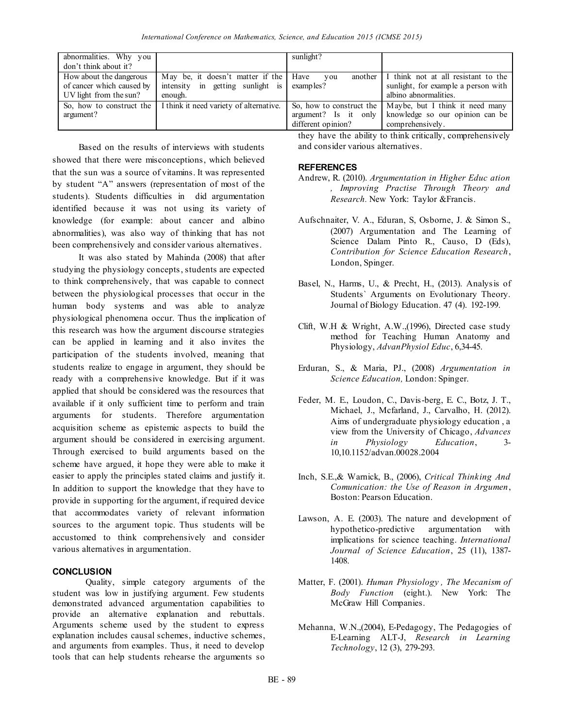| abnormalities. Why you don't think about it? | | sunlight? | |
|---|---|---|---|
| How about the dangerous of cancer which caused by UV light from the sun? | May be, it doesn't matter if the intensity in getting sunlight is enough. | Have you another examples? | I think not at all resistant to the sunlight, for example a person with albino abnormalities. |
| So, how to construct the argument? | I think it need variety of alternative. | So, how to construct the argument? Is it only different opinion? | Maybe, but I think it need many knowledge so our opinion can be comprehensively. |

Based on the results of interviews with students showed that there were misconceptions, which believed that the sun was a source of vitamins. It was represented by student "A" answers (representation of most of the students). Students difficulties in did argumentation identified because it was not using its variety of knowledge (for example: about cancer and albino abnormalities), was also way of thinking that has not been comprehensively and consider various alternatives.

It was also stated by Mahinda (2008) that after studying the physiology concepts, students are expected to think comprehensively, that was capable to connect between the physiological processes that occur in the human body systems and was able to analyze physiological phenomena occur. Thus the implication of this research was how the argument discourse strategies can be applied in learning and it also invites the participation of the students involved, meaning that students realize to engage in argument, they should be ready with a comprehensive knowledge. But if it was applied that should be considered was the resources that available if it only sufficient time to perform and train arguments for students. Therefore argumentation acquisition scheme as epistemic aspects to build the argument should be considered in exercising argument. Through exercised to build arguments based on the scheme have argued, it hope they were able to make it easier to apply the principles stated claims and justify it. In addition to support the knowledge that they have to provide in supporting for the argument, if required device that accommodates variety of relevant information sources to the argument topic. Thus students will be accustomed to think comprehensively and consider various alternatives in argumentation.

## CONCLUSION

Quality, simple category arguments of the student was low in justifying argument. Few students demonstrated advanced argumentation capabilities to provide an alternative explanation and rebuttals. Arguments scheme used by the student to express explanation includes causal schemes, inductive schemes, and arguments from examples. Thus, it need to develop tools that can help students rehearse the arguments so they have the ability to think critically, comprehensively and consider various alternatives.

## REFERENCES

Andrew, R. (2010). *Argumentation in Higher Educ ation , Improving Practise Through Theory and Research.* New York: Taylor &Francis.

Aufschnaiter, V. A., Eduran, S, Osborne, J. & Simon S., (2007) Argumentation and The Learning of Science Dalam Pinto R., Causo, D (Eds), *Contribution for Science Education Research*, London, Spinger.

Basel, N., Harms, U., & Precht, H., (2013). Analysis of Students` Arguments on Evolutionary Theory. Journal of Biology Education. 47 (4). 192-199.

Clift, W.H & Wright, A.W.,(1996), Directed case study method for Teaching Human Anatomy and Physiology, *AdvanPhysiol Educ*, 6,34-45.

Erduran, S., & Maria, PJ., (2008) *Argumentation in Science Education,* London: Spinger.

Feder, M. E., Loudon, C., Davis-berg, E. C., Botz, J. T., Michael, J., Mcfarland, J., Carvalho, H. (2012). Aims of undergraduate physiology education , a view from the University of Chicago, *Advances in Physiology Education*, 3-10,10.1152/advan.00028.2004

Inch, S.E.,& Warnick, B., (2006), *Critical Thinking And Comunication: the Use of Reason in Argumen*, Boston: Pearson Education.

Lawson, A. E. (2003). The nature and development of hypothetico-predictive argumentation with implications for science teaching. *International Journal of Science Education*, 25 (11), 1387-1408.

Matter, F. (2001). *Human Physiology , The Mecanism of Body Function* (eight.). New York: The McGraw Hill Companies.

Mehanna, W.N.,(2004), E-Pedagogy, The Pedagogies of E-Learning ALT-J, *Research in Learning Technology*, 12 (3), 279-293.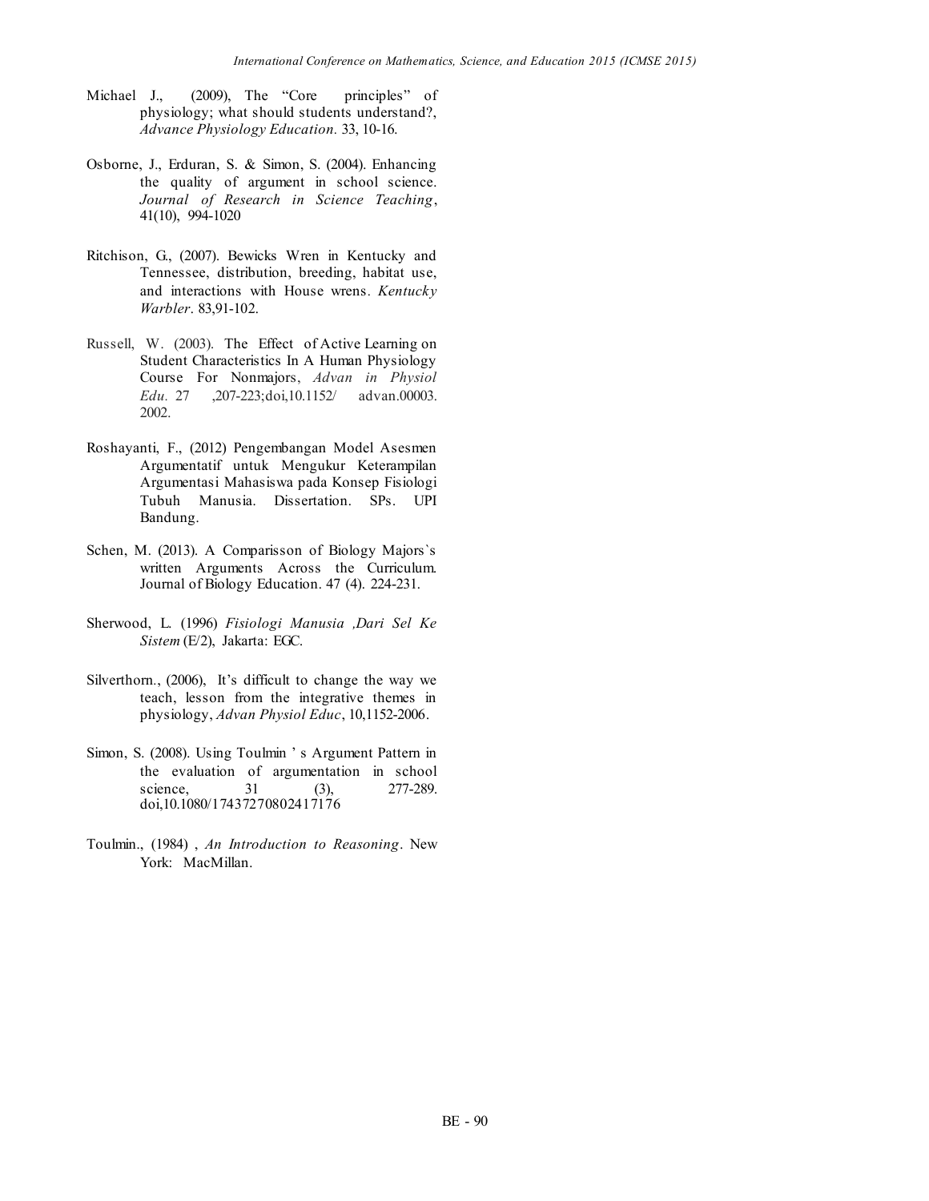Michael J., (2009), The “Core principles” of physiology; what should students understand?, *Advance Physiology Education.* 33, 10-16.

Osborne, J., Erduran, S. & Simon, S. (2004). Enhancing the quality of argument in school science. *Journal of Research in Science Teaching*, 41(10), 994-1020

Ritchison, G., (2007). Bewicks Wren in Kentucky and Tennessee, distribution, breeding, habitat use, and interactions with House wrens. *Kentucky Warbler*. 83,91-102.

Russell, W. (2003). The Effect of Active Learning on Student Characteristics In A Human Physiology Course For Nonmajors, *Advan in Physiol Edu.* 27 ,207-223;doi,10.1152/ advan.00003. 2002.

Roshayanti, F., (2012) Pengembangan Model Asesmen Argumentatif untuk Mengukur Keterampilan Argumentasi Mahasiswa pada Konsep Fisiologi Tubuh Manusia. Dissertation. SPs. UPI Bandung.

Schen, M. (2013). A Comparisson of Biology Majors`s written Arguments Across the Curriculum. Journal of Biology Education. 47 (4). 224-231.

Sherwood, L. (1996) *Fisiologi Manusia ,Dari Sel Ke Sistem* (E/2), Jakarta: EGC.

Silverthorn., (2006), It’s difficult to change the way we teach, lesson from the integrative themes in physiology, *Advan Physiol Educ*, 10,1152-2006.

Simon, S. (2008). Using Toulmin ’ s Argument Pattern in the evaluation of argumentation in school science, 31 (3), 277-289. doi,10.1080/17437270802417176

Toulmin., (1984) , *An Introduction to Reasoning*. New York: MacMillan.